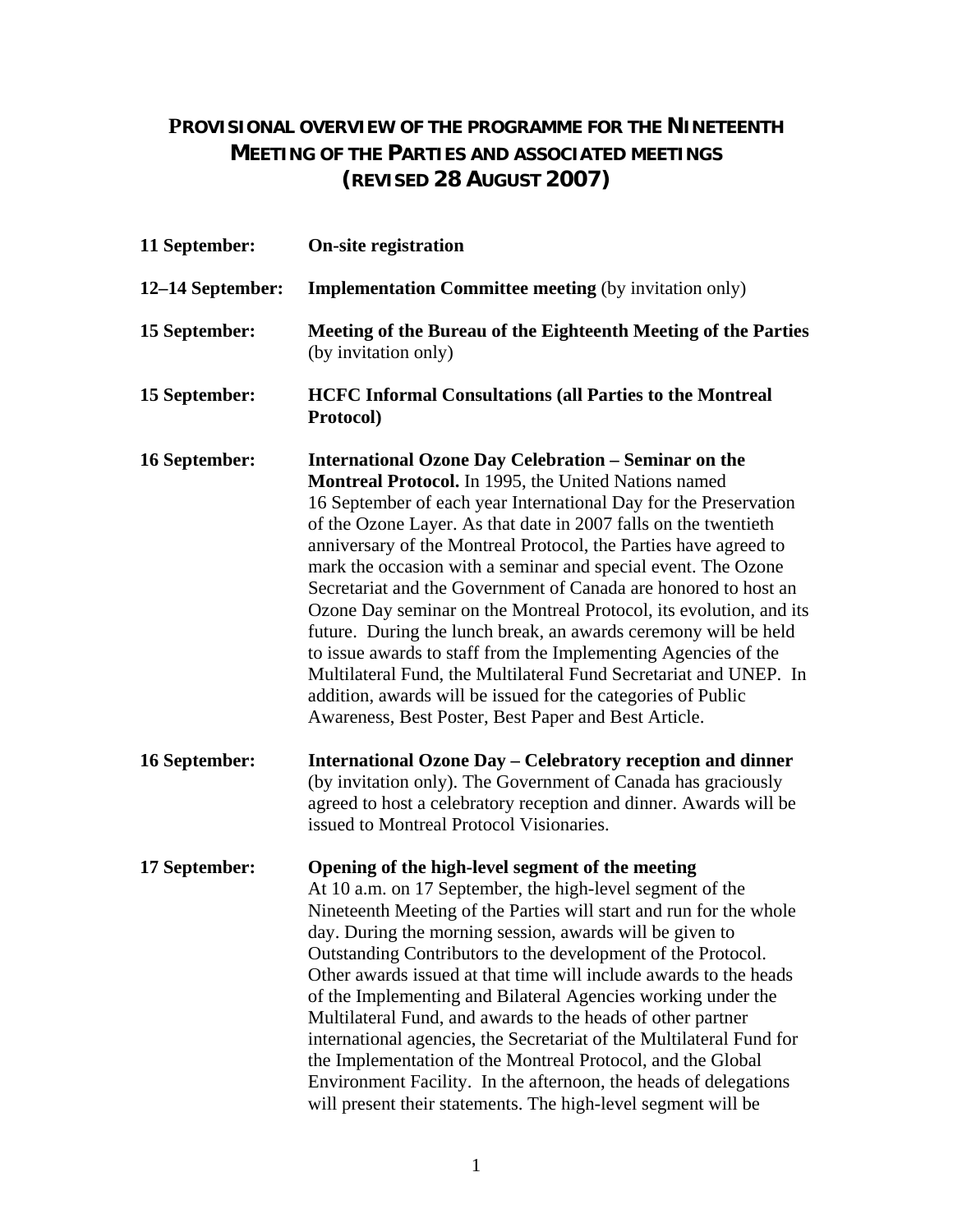# Provisional overview of the programme for the Nineteenth Meeting of the Parties and associated meetings (revised 28 August 2007)

**11 September:** **On-site registration**

**12–14 September:** **Implementation Committee meeting** (by invitation only)

**15 September:** **Meeting of the Bureau of the Eighteenth Meeting of the Parties** (by invitation only)

**15 September:** **HCFC Informal Consultations (all Parties to the Montreal Protocol)**

**16 September:** **International Ozone Day Celebration – Seminar on the Montreal Protocol.** In 1995, the United Nations named 16 September of each year International Day for the Preservation of the Ozone Layer. As that date in 2007 falls on the twentieth anniversary of the Montreal Protocol, the Parties have agreed to mark the occasion with a seminar and special event. The Ozone Secretariat and the Government of Canada are honored to host an Ozone Day seminar on the Montreal Protocol, its evolution, and its future. During the lunch break, an awards ceremony will be held to issue awards to staff from the Implementing Agencies of the Multilateral Fund, the Multilateral Fund Secretariat and UNEP. In addition, awards will be issued for the categories of Public Awareness, Best Poster, Best Paper and Best Article.

**16 September:** **International Ozone Day – Celebratory reception and dinner** (by invitation only). The Government of Canada has graciously agreed to host a celebratory reception and dinner. Awards will be issued to Montreal Protocol Visionaries.

**17 September:** **Opening of the high-level segment of the meeting**
At 10 a.m. on 17 September, the high-level segment of the Nineteenth Meeting of the Parties will start and run for the whole day. During the morning session, awards will be given to Outstanding Contributors to the development of the Protocol. Other awards issued at that time will include awards to the heads of the Implementing and Bilateral Agencies working under the Multilateral Fund, and awards to the heads of other partner international agencies, the Secretariat of the Multilateral Fund for the Implementation of the Montreal Protocol, and the Global Environment Facility. In the afternoon, the heads of delegations will present their statements. The high-level segment will be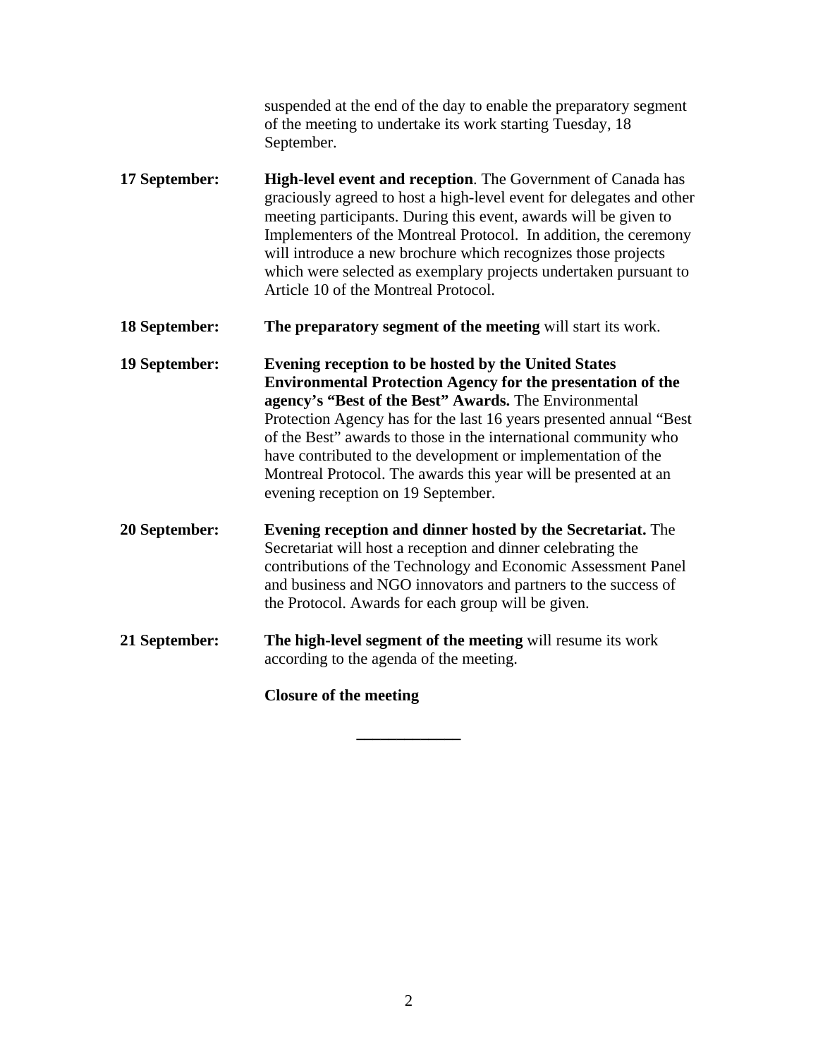suspended at the end of the day to enable the preparatory segment of the meeting to undertake its work starting Tuesday, 18 September.

**17 September:** **High-level event and reception**. The Government of Canada has graciously agreed to host a high-level event for delegates and other meeting participants. During this event, awards will be given to Implementers of the Montreal Protocol. In addition, the ceremony will introduce a new brochure which recognizes those projects which were selected as exemplary projects undertaken pursuant to Article 10 of the Montreal Protocol.

**18 September:** **The preparatory segment of the meeting** will start its work.

**19 September:** **Evening reception to be hosted by the United States Environmental Protection Agency for the presentation of the agency's "Best of the Best" Awards.** The Environmental Protection Agency has for the last 16 years presented annual "Best of the Best" awards to those in the international community who have contributed to the development or implementation of the Montreal Protocol. The awards this year will be presented at an evening reception on 19 September.

**20 September:** **Evening reception and dinner hosted by the Secretariat.** The Secretariat will host a reception and dinner celebrating the contributions of the Technology and Economic Assessment Panel and business and NGO innovators and partners to the success of the Protocol. Awards for each group will be given.

**21 September:** **The high-level segment of the meeting** will resume its work according to the agenda of the meeting.

**Closure of the meeting**

____________